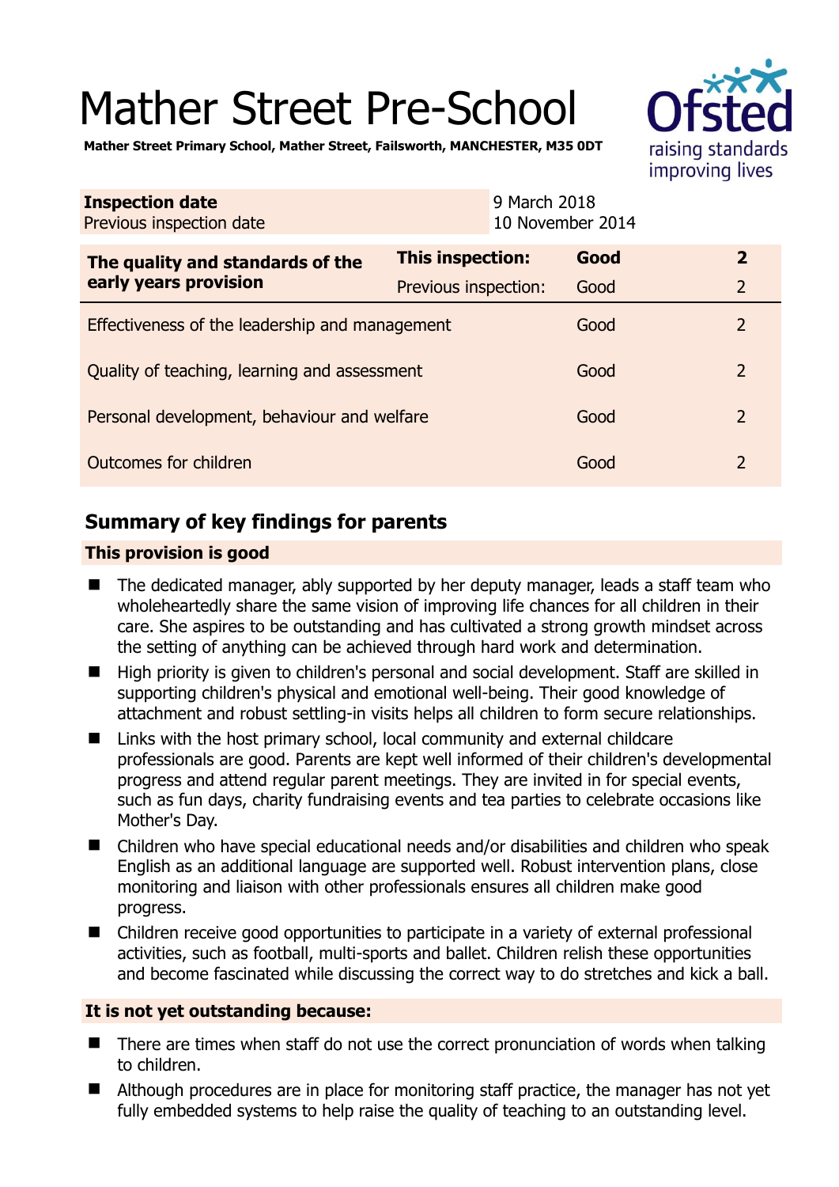# Mather Street Pre-School

**Mather Street Primary School, Mather Street, Failsworth, MANCHESTER, M35 0DT**

| **Inspection date** | 9 March 2018 |
|---|---|
| Previous inspection date | 10 November 2014 |

| **The quality and standards of the early years provision** | **This inspection:** | **Good** | **2** |
|---|---|---|---|
| | Previous inspection: | Good | 2 |
| Effectiveness of the leadership and management | | Good | 2 |
| Quality of teaching, learning and assessment | | Good | 2 |
| Personal development, behaviour and welfare | | Good | 2 |
| Outcomes for children | | Good | 2 |

## Summary of key findings for parents

**This provision is good**

- The dedicated manager, ably supported by her deputy manager, leads a staff team who wholeheartedly share the same vision of improving life chances for all children in their care. She aspires to be outstanding and has cultivated a strong growth mindset across the setting of anything can be achieved through hard work and determination.
- High priority is given to children's personal and social development. Staff are skilled in supporting children's physical and emotional well-being. Their good knowledge of attachment and robust settling-in visits helps all children to form secure relationships.
- Links with the host primary school, local community and external childcare professionals are good. Parents are kept well informed of their children's developmental progress and attend regular parent meetings. They are invited in for special events, such as fun days, charity fundraising events and tea parties to celebrate occasions like Mother's Day.
- Children who have special educational needs and/or disabilities and children who speak English as an additional language are supported well. Robust intervention plans, close monitoring and liaison with other professionals ensures all children make good progress.
- Children receive good opportunities to participate in a variety of external professional activities, such as football, multi-sports and ballet. Children relish these opportunities and become fascinated while discussing the correct way to do stretches and kick a ball.

**It is not yet outstanding because:**

- There are times when staff do not use the correct pronunciation of words when talking to children.
- Although procedures are in place for monitoring staff practice, the manager has not yet fully embedded systems to help raise the quality of teaching to an outstanding level.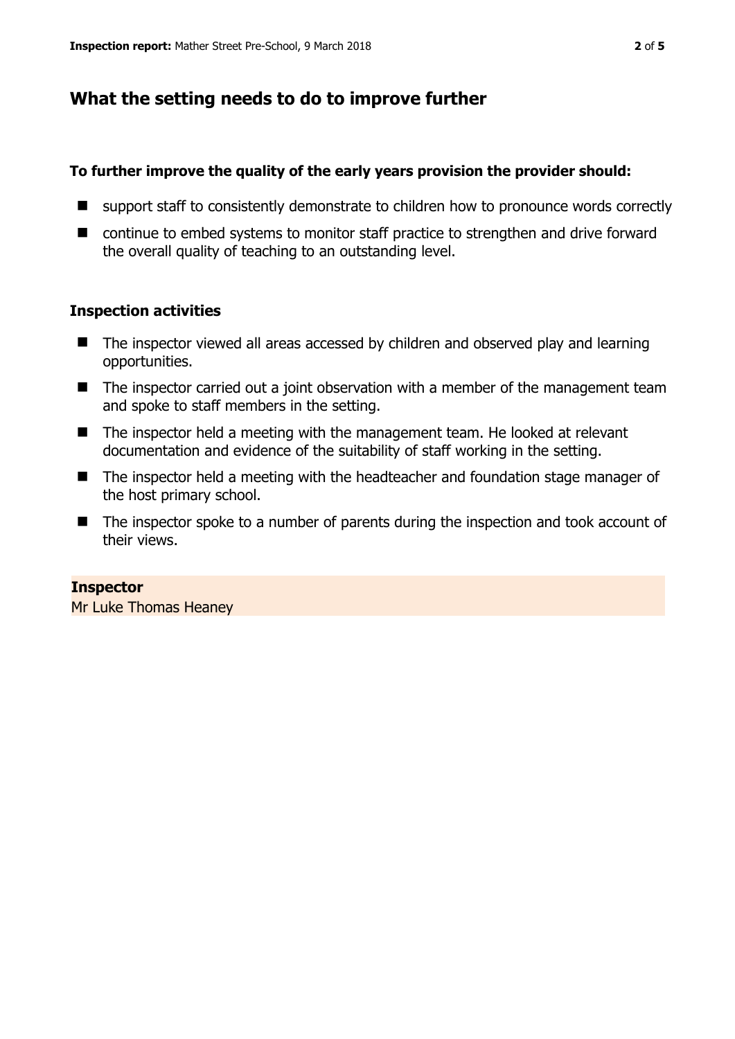## What the setting needs to do to improve further

**To further improve the quality of the early years provision the provider should:**

- support staff to consistently demonstrate to children how to pronounce words correctly
- continue to embed systems to monitor staff practice to strengthen and drive forward the overall quality of teaching to an outstanding level.

### Inspection activities

- The inspector viewed all areas accessed by children and observed play and learning opportunities.
- The inspector carried out a joint observation with a member of the management team and spoke to staff members in the setting.
- The inspector held a meeting with the management team. He looked at relevant documentation and evidence of the suitability of staff working in the setting.
- The inspector held a meeting with the headteacher and foundation stage manager of the host primary school.
- The inspector spoke to a number of parents during the inspection and took account of their views.

**Inspector**
Mr Luke Thomas Heaney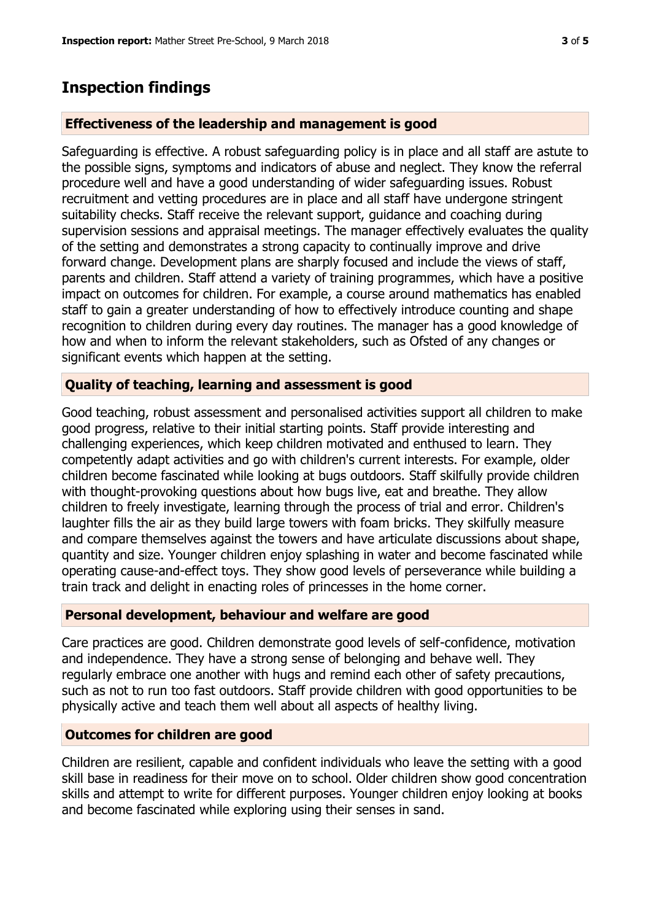## Inspection findings

### Effectiveness of the leadership and management is good

Safeguarding is effective. A robust safeguarding policy is in place and all staff are astute to the possible signs, symptoms and indicators of abuse and neglect. They know the referral procedure well and have a good understanding of wider safeguarding issues. Robust recruitment and vetting procedures are in place and all staff have undergone stringent suitability checks. Staff receive the relevant support, guidance and coaching during supervision sessions and appraisal meetings. The manager effectively evaluates the quality of the setting and demonstrates a strong capacity to continually improve and drive forward change. Development plans are sharply focused and include the views of staff, parents and children. Staff attend a variety of training programmes, which have a positive impact on outcomes for children. For example, a course around mathematics has enabled staff to gain a greater understanding of how to effectively introduce counting and shape recognition to children during every day routines. The manager has a good knowledge of how and when to inform the relevant stakeholders, such as Ofsted of any changes or significant events which happen at the setting.

### Quality of teaching, learning and assessment is good

Good teaching, robust assessment and personalised activities support all children to make good progress, relative to their initial starting points. Staff provide interesting and challenging experiences, which keep children motivated and enthused to learn. They competently adapt activities and go with children's current interests. For example, older children become fascinated while looking at bugs outdoors. Staff skilfully provide children with thought-provoking questions about how bugs live, eat and breathe. They allow children to freely investigate, learning through the process of trial and error. Children's laughter fills the air as they build large towers with foam bricks. They skilfully measure and compare themselves against the towers and have articulate discussions about shape, quantity and size. Younger children enjoy splashing in water and become fascinated while operating cause-and-effect toys. They show good levels of perseverance while building a train track and delight in enacting roles of princesses in the home corner.

### Personal development, behaviour and welfare are good

Care practices are good. Children demonstrate good levels of self-confidence, motivation and independence. They have a strong sense of belonging and behave well. They regularly embrace one another with hugs and remind each other of safety precautions, such as not to run too fast outdoors. Staff provide children with good opportunities to be physically active and teach them well about all aspects of healthy living.

### Outcomes for children are good

Children are resilient, capable and confident individuals who leave the setting with a good skill base in readiness for their move on to school. Older children show good concentration skills and attempt to write for different purposes. Younger children enjoy looking at books and become fascinated while exploring using their senses in sand.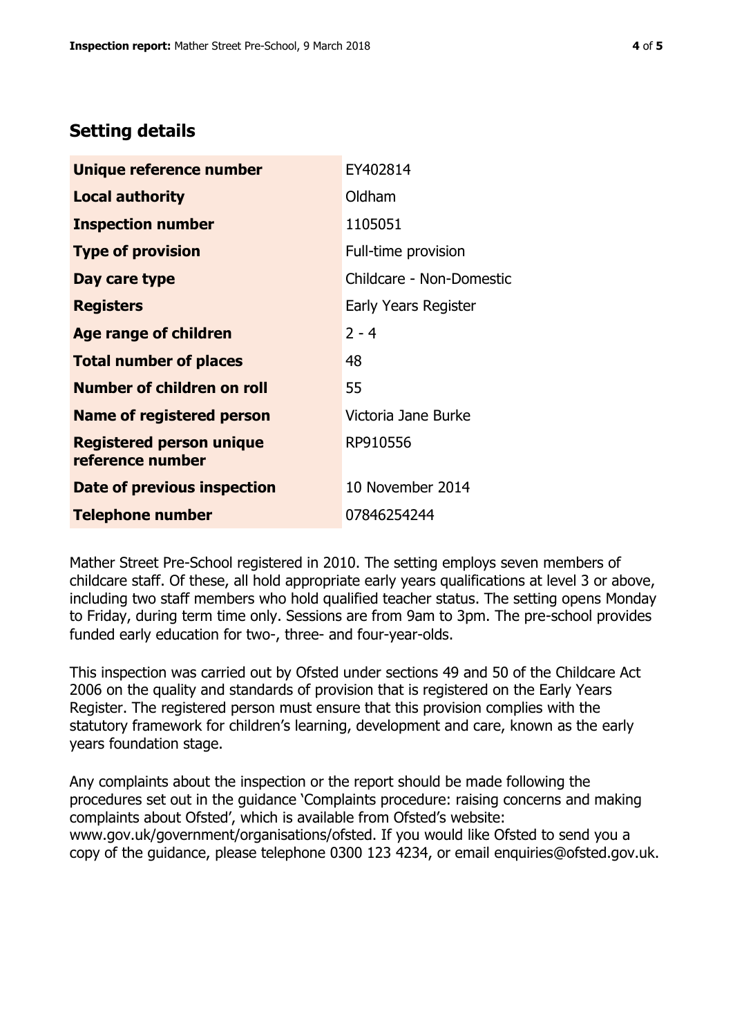## Setting details

| | |
|---|---|
| **Unique reference number** | EY402814 |
| **Local authority** | Oldham |
| **Inspection number** | 1105051 |
| **Type of provision** | Full-time provision |
| **Day care type** | Childcare - Non-Domestic |
| **Registers** | Early Years Register |
| **Age range of children** | 2 - 4 |
| **Total number of places** | 48 |
| **Number of children on roll** | 55 |
| **Name of registered person** | Victoria Jane Burke |
| **Registered person unique reference number** | RP910556 |
| **Date of previous inspection** | 10 November 2014 |
| **Telephone number** | 07846254244 |

Mather Street Pre-School registered in 2010. The setting employs seven members of childcare staff. Of these, all hold appropriate early years qualifications at level 3 or above, including two staff members who hold qualified teacher status. The setting opens Monday to Friday, during term time only. Sessions are from 9am to 3pm. The pre-school provides funded early education for two-, three- and four-year-olds.

This inspection was carried out by Ofsted under sections 49 and 50 of the Childcare Act 2006 on the quality and standards of provision that is registered on the Early Years Register. The registered person must ensure that this provision complies with the statutory framework for children's learning, development and care, known as the early years foundation stage.

Any complaints about the inspection or the report should be made following the procedures set out in the guidance 'Complaints procedure: raising concerns and making complaints about Ofsted', which is available from Ofsted's website: www.gov.uk/government/organisations/ofsted. If you would like Ofsted to send you a copy of the guidance, please telephone 0300 123 4234, or email enquiries@ofsted.gov.uk.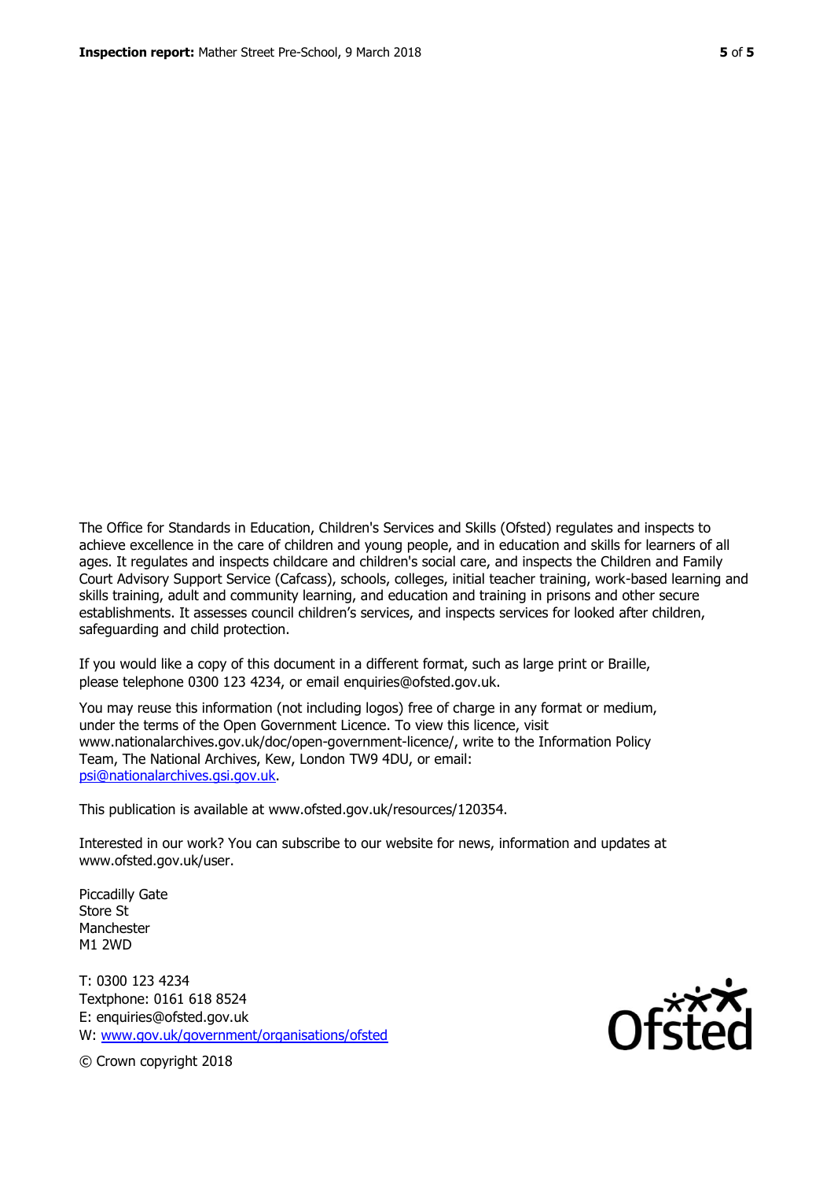The Office for Standards in Education, Children's Services and Skills (Ofsted) regulates and inspects to achieve excellence in the care of children and young people, and in education and skills for learners of all ages. It regulates and inspects childcare and children's social care, and inspects the Children and Family Court Advisory Support Service (Cafcass), schools, colleges, initial teacher training, work-based learning and skills training, adult and community learning, and education and training in prisons and other secure establishments. It assesses council children's services, and inspects services for looked after children, safeguarding and child protection.

If you would like a copy of this document in a different format, such as large print or Braille, please telephone 0300 123 4234, or email enquiries@ofsted.gov.uk.

You may reuse this information (not including logos) free of charge in any format or medium, under the terms of the Open Government Licence. To view this licence, visit www.nationalarchives.gov.uk/doc/open-government-licence/, write to the Information Policy Team, The National Archives, Kew, London TW9 4DU, or email: psi@nationalarchives.gsi.gov.uk.

This publication is available at www.ofsted.gov.uk/resources/120354.

Interested in our work? You can subscribe to our website for news, information and updates at www.ofsted.gov.uk/user.

Piccadilly Gate
Store St
Manchester
M1 2WD

T: 0300 123 4234
Textphone: 0161 618 8524
E: enquiries@ofsted.gov.uk
W: www.gov.uk/government/organisations/ofsted

© Crown copyright 2018